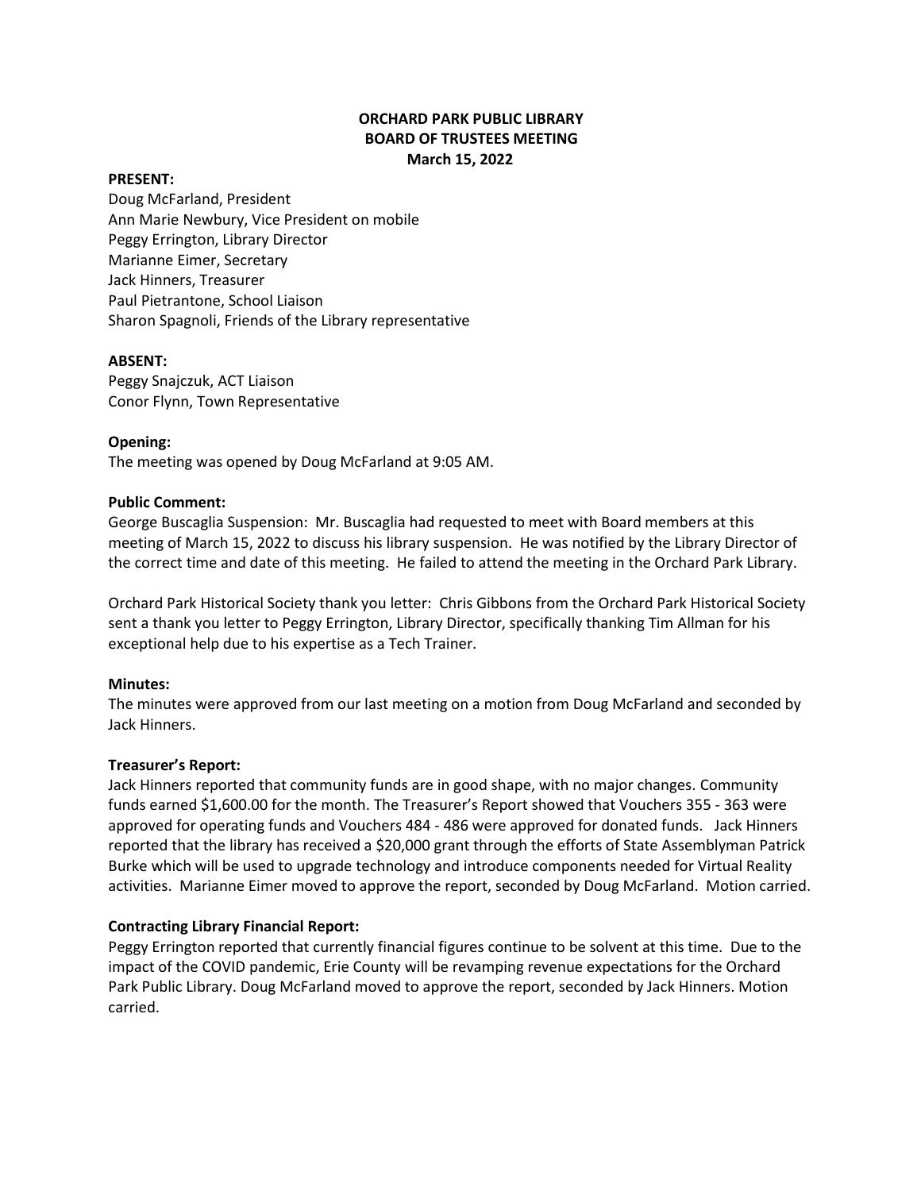# ORCHARD PARK PUBLIC LIBRARY
## BOARD OF TRUSTEES MEETING
### March 15, 2022

**PRESENT:**

Doug McFarland, President
Ann Marie Newbury, Vice President on mobile
Peggy Errington, Library Director
Marianne Eimer, Secretary
Jack Hinners, Treasurer
Paul Pietrantone, School Liaison
Sharon Spagnoli, Friends of the Library representative

**ABSENT:**

Peggy Snajczuk, ACT Liaison
Conor Flynn, Town Representative

**Opening:**

The meeting was opened by Doug McFarland at 9:05 AM.

**Public Comment:**

George Buscaglia Suspension: Mr. Buscaglia had requested to meet with Board members at this meeting of March 15, 2022 to discuss his library suspension. He was notified by the Library Director of the correct time and date of this meeting. He failed to attend the meeting in the Orchard Park Library.

Orchard Park Historical Society thank you letter: Chris Gibbons from the Orchard Park Historical Society sent a thank you letter to Peggy Errington, Library Director, specifically thanking Tim Allman for his exceptional help due to his expertise as a Tech Trainer.

**Minutes:**

The minutes were approved from our last meeting on a motion from Doug McFarland and seconded by Jack Hinners.

**Treasurer's Report:**

Jack Hinners reported that community funds are in good shape, with no major changes. Community funds earned $1,600.00 for the month. The Treasurer's Report showed that Vouchers 355 - 363 were approved for operating funds and Vouchers 484 - 486 were approved for donated funds. Jack Hinners reported that the library has received a $20,000 grant through the efforts of State Assemblyman Patrick Burke which will be used to upgrade technology and introduce components needed for Virtual Reality activities. Marianne Eimer moved to approve the report, seconded by Doug McFarland. Motion carried.

**Contracting Library Financial Report:**

Peggy Errington reported that currently financial figures continue to be solvent at this time. Due to the impact of the COVID pandemic, Erie County will be revamping revenue expectations for the Orchard Park Public Library. Doug McFarland moved to approve the report, seconded by Jack Hinners. Motion carried.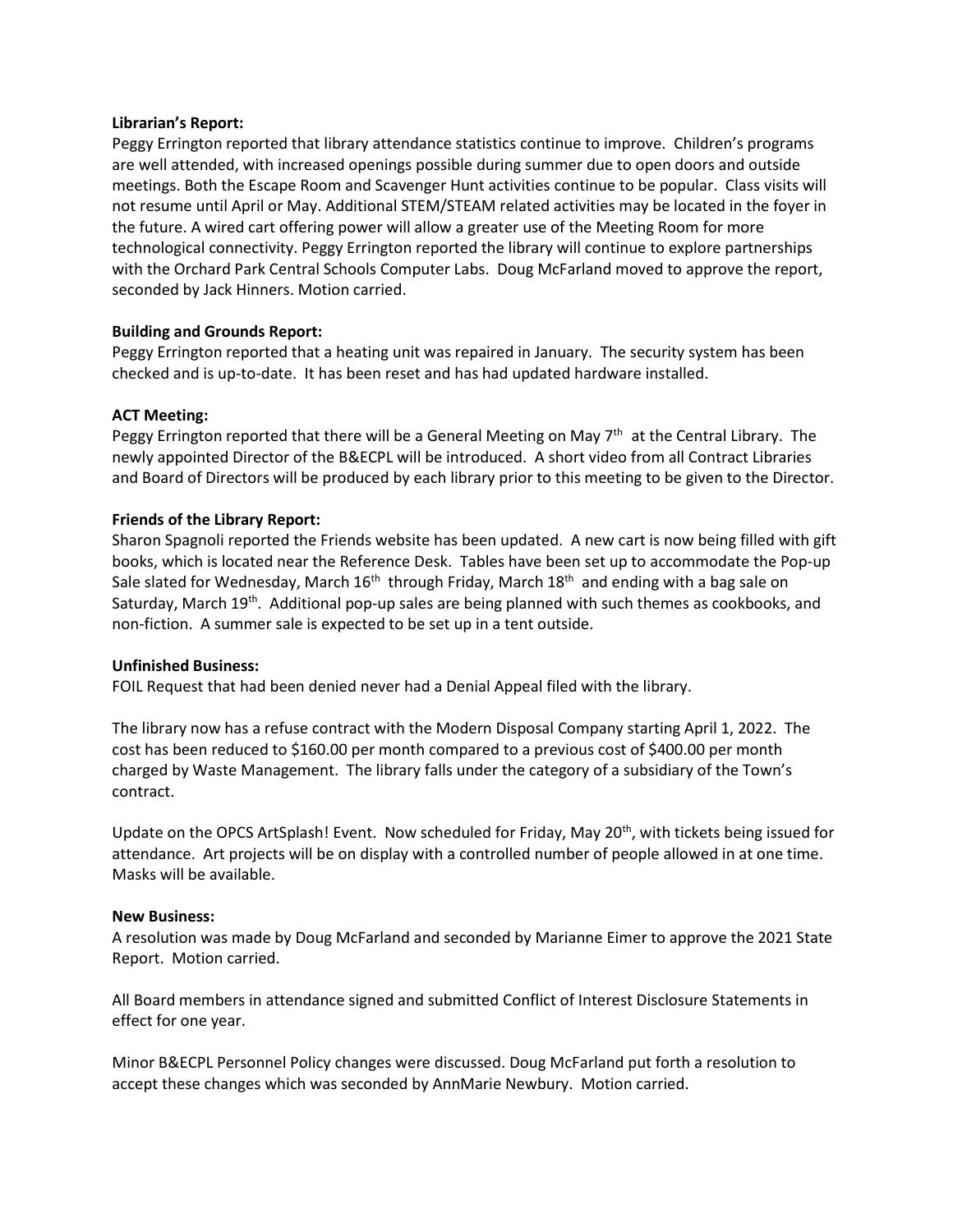**Librarian's Report:**

Peggy Errington reported that library attendance statistics continue to improve. Children's programs are well attended, with increased openings possible during summer due to open doors and outside meetings. Both the Escape Room and Scavenger Hunt activities continue to be popular. Class visits will not resume until April or May. Additional STEM/STEAM related activities may be located in the foyer in the future. A wired cart offering power will allow a greater use of the Meeting Room for more technological connectivity. Peggy Errington reported the library will continue to explore partnerships with the Orchard Park Central Schools Computer Labs. Doug McFarland moved to approve the report, seconded by Jack Hinners. Motion carried.

**Building and Grounds Report:**

Peggy Errington reported that a heating unit was repaired in January. The security system has been checked and is up-to-date. It has been reset and has had updated hardware installed.

**ACT Meeting:**

Peggy Errington reported that there will be a General Meeting on May 7th at the Central Library. The newly appointed Director of the B&ECPL will be introduced. A short video from all Contract Libraries and Board of Directors will be produced by each library prior to this meeting to be given to the Director.

**Friends of the Library Report:**

Sharon Spagnoli reported the Friends website has been updated. A new cart is now being filled with gift books, which is located near the Reference Desk. Tables have been set up to accommodate the Pop-up Sale slated for Wednesday, March 16th through Friday, March 18th and ending with a bag sale on Saturday, March 19th. Additional pop-up sales are being planned with such themes as cookbooks, and non-fiction. A summer sale is expected to be set up in a tent outside.

**Unfinished Business:**

FOIL Request that had been denied never had a Denial Appeal filed with the library.

The library now has a refuse contract with the Modern Disposal Company starting April 1, 2022. The cost has been reduced to $160.00 per month compared to a previous cost of $400.00 per month charged by Waste Management. The library falls under the category of a subsidiary of the Town's contract.

Update on the OPCS ArtSplash! Event. Now scheduled for Friday, May 20th, with tickets being issued for attendance. Art projects will be on display with a controlled number of people allowed in at one time. Masks will be available.

**New Business:**

A resolution was made by Doug McFarland and seconded by Marianne Eimer to approve the 2021 State Report. Motion carried.

All Board members in attendance signed and submitted Conflict of Interest Disclosure Statements in effect for one year.

Minor B&ECPL Personnel Policy changes were discussed. Doug McFarland put forth a resolution to accept these changes which was seconded by AnnMarie Newbury. Motion carried.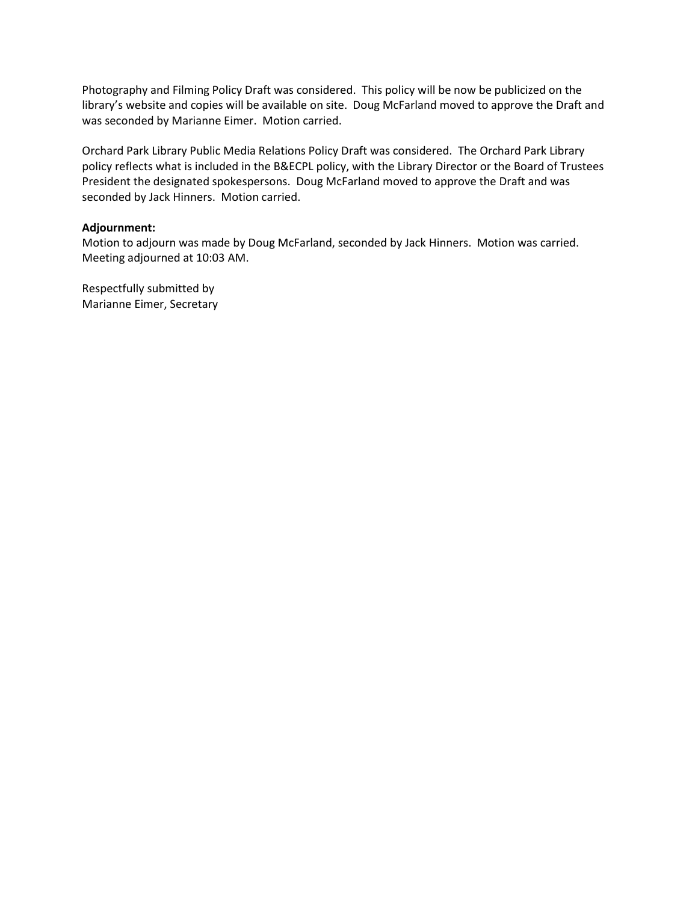Photography and Filming Policy Draft was considered. This policy will be now be publicized on the library's website and copies will be available on site. Doug McFarland moved to approve the Draft and was seconded by Marianne Eimer. Motion carried.

Orchard Park Library Public Media Relations Policy Draft was considered. The Orchard Park Library policy reflects what is included in the B&ECPL policy, with the Library Director or the Board of Trustees President the designated spokespersons. Doug McFarland moved to approve the Draft and was seconded by Jack Hinners. Motion carried.

**Adjournment:**
Motion to adjourn was made by Doug McFarland, seconded by Jack Hinners. Motion was carried. Meeting adjourned at 10:03 AM.

Respectfully submitted by
Marianne Eimer, Secretary